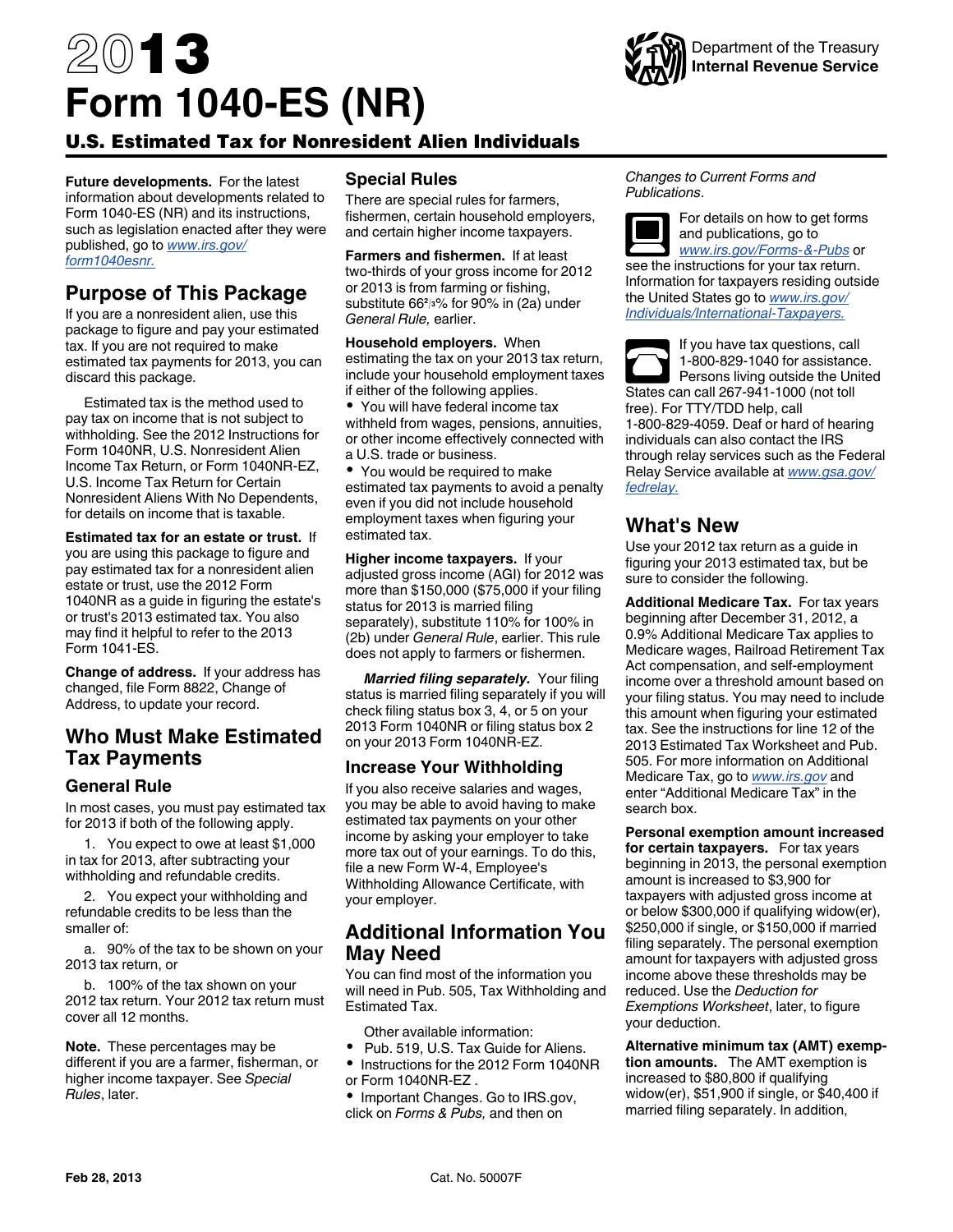# 2013 Form 1040-ES (NR)

Department of the Treasury
**Internal Revenue Service**

## U.S. Estimated Tax for Nonresident Alien Individuals

**Future developments.** For the latest information about developments related to Form 1040-ES (NR) and its instructions, such as legislation enacted after they were published, go to www.irs.gov/form1040esnr.

## Purpose of This Package

If you are a nonresident alien, use this package to figure and pay your estimated tax. If you are not required to make estimated tax payments for 2013, you can discard this package.

Estimated tax is the method used to pay tax on income that is not subject to withholding. See the 2012 Instructions for Form 1040NR, U.S. Nonresident Alien Income Tax Return, or Form 1040NR-EZ, U.S. Income Tax Return for Certain Nonresident Aliens With No Dependents, for details on income that is taxable.

**Estimated tax for an estate or trust.** If you are using this package to figure and pay estimated tax for a nonresident alien estate or trust, use the 2012 Form 1040NR as a guide in figuring the estate's or trust's 2013 estimated tax. You also may find it helpful to refer to the 2013 Form 1041-ES.

**Change of address.** If your address has changed, file Form 8822, Change of Address, to update your record.

## Who Must Make Estimated Tax Payments

### General Rule

In most cases, you must pay estimated tax for 2013 if both of the following apply.

1. You expect to owe at least $1,000 in tax for 2013, after subtracting your withholding and refundable credits.

2. You expect your withholding and refundable credits to be less than the smaller of:

   a. 90% of the tax to be shown on your 2013 tax return, or

   b. 100% of the tax shown on your 2012 tax return. Your 2012 tax return must cover all 12 months.

**Note.** These percentages may be different if you are a farmer, fisherman, or higher income taxpayer. See *Special Rules*, later.

## Special Rules

There are special rules for farmers, fishermen, certain household employers, and certain higher income taxpayers.

**Farmers and fishermen.** If at least two-thirds of your gross income for 2012 or 2013 is from farming or fishing, substitute 66⅔% for 90% in (2a) under *General Rule,* earlier.

**Household employers.** When estimating the tax on your 2013 tax return, include your household employment taxes if either of the following applies.

- You will have federal income tax withheld from wages, pensions, annuities, or other income effectively connected with a U.S. trade or business.
- You would be required to make estimated tax payments to avoid a penalty even if you did not include household employment taxes when figuring your estimated tax.

**Higher income taxpayers.** If your adjusted gross income (AGI) for 2012 was more than $150,000 ($75,000 if your filing status for 2013 is married filing separately), substitute 110% for 100% in (2b) under *General Rule*, earlier. This rule does not apply to farmers or fishermen.

***Married filing separately.*** Your filing status is married filing separately if you will check filing status box 3, 4, or 5 on your 2013 Form 1040NR or filing status box 2 on your 2013 Form 1040NR-EZ.

## Increase Your Withholding

If you also receive salaries and wages, you may be able to avoid having to make estimated tax payments on your other income by asking your employer to take more tax out of your earnings. To do this, file a new Form W-4, Employee's Withholding Allowance Certificate, with your employer.

## Additional Information You May Need

You can find most of the information you will need in Pub. 505, Tax Withholding and Estimated Tax.

Other available information:

- Pub. 519, U.S. Tax Guide for Aliens.
- Instructions for the 2012 Form 1040NR or Form 1040NR-EZ .
- Important Changes. Go to IRS.gov, click on *Forms & Pubs,* and then on *Changes to Current Forms and Publications*.

For details on how to get forms and publications, go to www.irs.gov/Forms-&-Pubs or see the instructions for your tax return. Information for taxpayers residing outside the United States go to www.irs.gov/Individuals/International-Taxpayers.

If you have tax questions, call 1-800-829-1040 for assistance. Persons living outside the United States can call 267-941-1000 (not toll free). For TTY/TDD help, call 1-800-829-4059. Deaf or hard of hearing individuals can also contact the IRS through relay services such as the Federal Relay Service available at www.gsa.gov/fedrelay.

## What's New

Use your 2012 tax return as a guide in figuring your 2013 estimated tax, but be sure to consider the following.

**Additional Medicare Tax.** For tax years beginning after December 31, 2012, a 0.9% Additional Medicare Tax applies to Medicare wages, Railroad Retirement Tax Act compensation, and self-employment income over a threshold amount based on your filing status. You may need to include this amount when figuring your estimated tax. See the instructions for line 12 of the 2013 Estimated Tax Worksheet and Pub. 505. For more information on Additional Medicare Tax, go to www.irs.gov and enter "Additional Medicare Tax" in the search box.

**Personal exemption amount increased for certain taxpayers.** For tax years beginning in 2013, the personal exemption amount is increased to $3,900 for taxpayers with adjusted gross income at or below $300,000 if qualifying widow(er), $250,000 if single, or $150,000 if married filing separately. The personal exemption amount for taxpayers with adjusted gross income above these thresholds may be reduced. Use the *Deduction for Exemptions Worksheet*, later, to figure your deduction.

**Alternative minimum tax (AMT) exemption amounts.** The AMT exemption is increased to $80,800 if qualifying widow(er), $51,900 if single, or $40,400 if married filing separately. In addition,

Feb 28, 2013 Cat. No. 50007F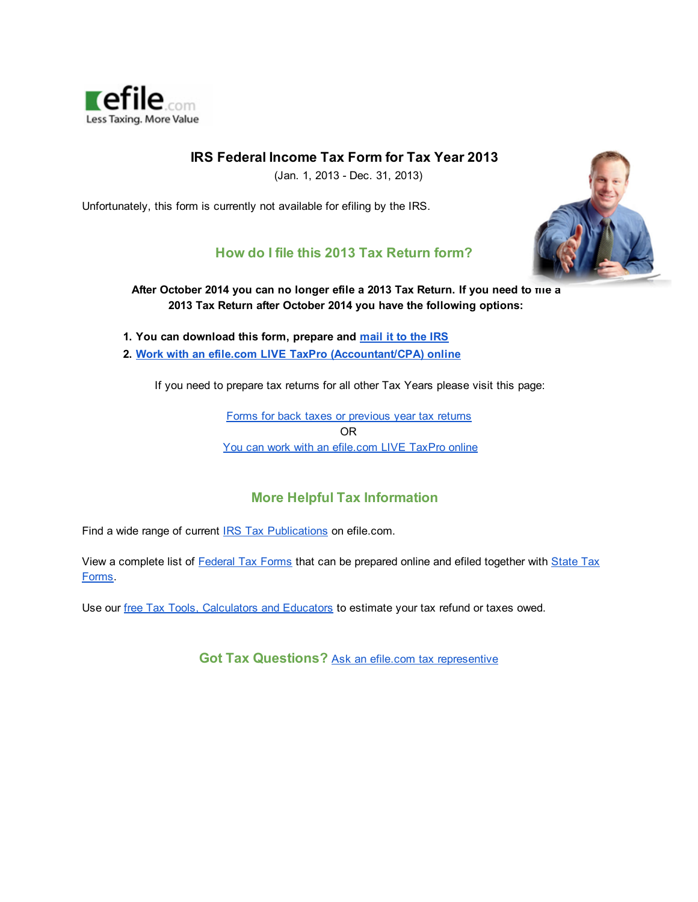efile.com
Less Taxing. More Value

# IRS Federal Income Tax Form for Tax Year 2013

(Jan. 1, 2013 - Dec. 31, 2013)

Unfortunately, this form is currently not available for efiling by the IRS.

## How do I file this 2013 Tax Return form?

**After October 2014 you can no longer efile a 2013 Tax Return. If you need to file a 2013 Tax Return after October 2014 you have the following options:**

1. **You can download this form, prepare and mail it to the IRS**
2. **Work with an efile.com LIVE TaxPro (Accountant/CPA) online**

If you need to prepare tax returns for all other Tax Years please visit this page:

Forms for back taxes or previous year tax returns

OR

You can work with an efile.com LIVE TaxPro online

## More Helpful Tax Information

Find a wide range of current IRS Tax Publications on efile.com.

View a complete list of Federal Tax Forms that can be prepared online and efiled together with State Tax Forms.

Use our free Tax Tools, Calculators and Educators to estimate your tax refund or taxes owed.

## Got Tax Questions? Ask an efile.com tax representive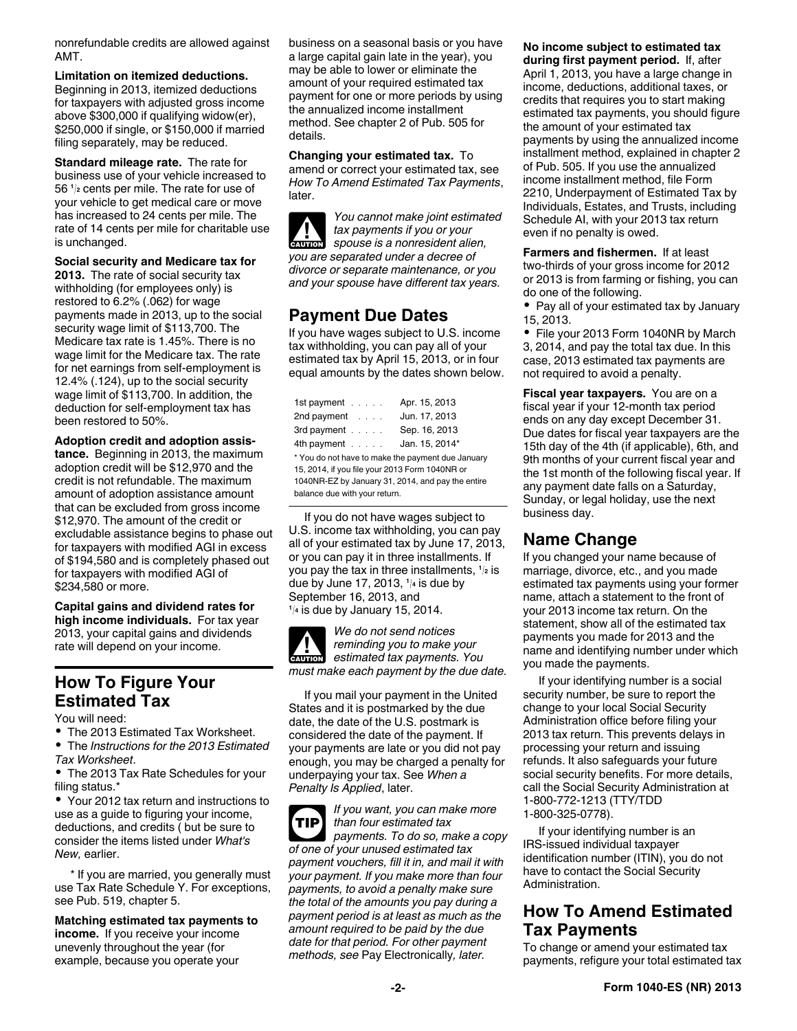nonrefundable credits are allowed against AMT.

**Limitation on itemized deductions.** Beginning in 2013, itemized deductions for taxpayers with adjusted gross income above $300,000 if qualifying widow(er), $250,000 if single, or $150,000 if married filing separately, may be reduced.

**Standard mileage rate.** The rate for business use of your vehicle increased to 56 ½ cents per mile. The rate for use of your vehicle to get medical care or move has increased to 24 cents per mile. The rate of 14 cents per mile for charitable use is unchanged.

**Social security and Medicare tax for 2013.** The rate of social security tax withholding (for employees only) is restored to 6.2% (.062) for wage payments made in 2013, up to the social security wage limit of $113,700. The Medicare tax rate is 1.45%. There is no wage limit for the Medicare tax. The rate for net earnings from self-employment is 12.4% (.124), up to the social security wage limit of $113,700. In addition, the deduction for self-employment tax has been restored to 50%.

**Adoption credit and adoption assistance.** Beginning in 2013, the maximum adoption credit will be $12,970 and the credit is not refundable. The maximum amount of adoption assistance amount that can be excluded from gross income $12,970. The amount of the credit or excludable assistance begins to phase out for taxpayers with modified AGI in excess of $194,580 and is completely phased out for taxpayers with modified AGI of $234,580 or more.

**Capital gains and dividend rates for high income individuals.** For tax year 2013, your capital gains and dividends rate will depend on your income.

## How To Figure Your Estimated Tax

You will need:

- The 2013 Estimated Tax Worksheet.
- The *Instructions for the 2013 Estimated Tax Worksheet*.
- The 2013 Tax Rate Schedules for your filing status.*
- Your 2012 tax return and instructions to use as a guide to figuring your income, deductions, and credits ( but be sure to consider the items listed under *What's New,* earlier.

\* If you are married, you generally must use Tax Rate Schedule Y. For exceptions, see Pub. 519, chapter 5.

**Matching estimated tax payments to income.** If you receive your income unevenly throughout the year (for example, because you operate your business on a seasonal basis or you have a large capital gain late in the year), you may be able to lower or eliminate the amount of your required estimated tax payment for one or more periods by using the annualized income installment method. See chapter 2 of Pub. 505 for details.

**Changing your estimated tax.** To amend or correct your estimated tax, see *How To Amend Estimated Tax Payments*, later.

**CAUTION** *You cannot make joint estimated tax payments if you or your spouse is a nonresident alien, you are separated under a decree of divorce or separate maintenance, or you and your spouse have different tax years.*

## Payment Due Dates

If you have wages subject to U.S. income tax withholding, you can pay all of your estimated tax by April 15, 2013, or in four equal amounts by the dates shown below.

| | |
|---|---|
| 1st payment | Apr. 15, 2013 |
| 2nd payment | Jun. 17, 2013 |
| 3rd payment | Sep. 16, 2013 |
| 4th payment | Jan. 15, 2014* |

\* You do not have to make the payment due January 15, 2014, if you file your 2013 Form 1040NR or 1040NR-EZ by January 31, 2014, and pay the entire balance due with your return.

If you do not have wages subject to U.S. income tax withholding, you can pay all of your estimated tax by June 17, 2013, or you can pay it in three installments. If you pay the tax in three installments, ½ is due by June 17, 2013, ¼ is due by September 16, 2013, and ¼ is due by January 15, 2014.

**CAUTION** *We do not send notices reminding you to make your estimated tax payments. You must make each payment by the due date.*

If you mail your payment in the United States and it is postmarked by the due date, the date of the U.S. postmark is considered the date of the payment. If your payments are late or you did not pay enough, you may be charged a penalty for underpaying your tax. See *When a Penalty Is Applied*, later.

**TIP** *If you want, you can make more than four estimated tax payments. To do so, make a copy of one of your unused estimated tax payment vouchers, fill it in, and mail it with your payment. If you make more than four payments, to avoid a penalty make sure the total of the amounts you pay during a payment period is at least as much as the amount required to be paid by the due date for that period. For other payment methods, see* Pay Electronically*, later.*

**No income subject to estimated tax during first payment period.** If, after April 1, 2013, you have a large change in income, deductions, additional taxes, or credits that requires you to start making estimated tax payments, you should figure the amount of your estimated tax payments by using the annualized income installment method, explained in chapter 2 of Pub. 505. If you use the annualized income installment method, file Form 2210, Underpayment of Estimated Tax by Individuals, Estates, and Trusts, including Schedule AI, with your 2013 tax return even if no penalty is owed.

**Farmers and fishermen.** If at least two-thirds of your gross income for 2012 or 2013 is from farming or fishing, you can do one of the following.

- Pay all of your estimated tax by January 15, 2013.
- File your 2013 Form 1040NR by March 3, 2014, and pay the total tax due. In this case, 2013 estimated tax payments are not required to avoid a penalty.

**Fiscal year taxpayers.** You are on a fiscal year if your 12-month tax period ends on any day except December 31. Due dates for fiscal year taxpayers are the 15th day of the 4th (if applicable), 6th, and 9th months of your current fiscal year and the 1st month of the following fiscal year. If any payment date falls on a Saturday, Sunday, or legal holiday, use the next business day.

## Name Change

If you changed your name because of marriage, divorce, etc., and you made estimated tax payments using your former name, attach a statement to the front of your 2013 income tax return. On the statement, show all of the estimated tax payments you made for 2013 and the name and identifying number under which you made the payments.

If your identifying number is a social security number, be sure to report the change to your local Social Security Administration office before filing your 2013 tax return. This prevents delays in processing your return and issuing refunds. It also safeguards your future social security benefits. For more details, call the Social Security Administration at 1-800-772-1213 (TTY/TDD 1-800-325-0778).

If your identifying number is an IRS-issued individual taxpayer identification number (ITIN), you do not have to contact the Social Security Administration.

## How To Amend Estimated Tax Payments

To change or amend your estimated tax payments, refigure your total estimated tax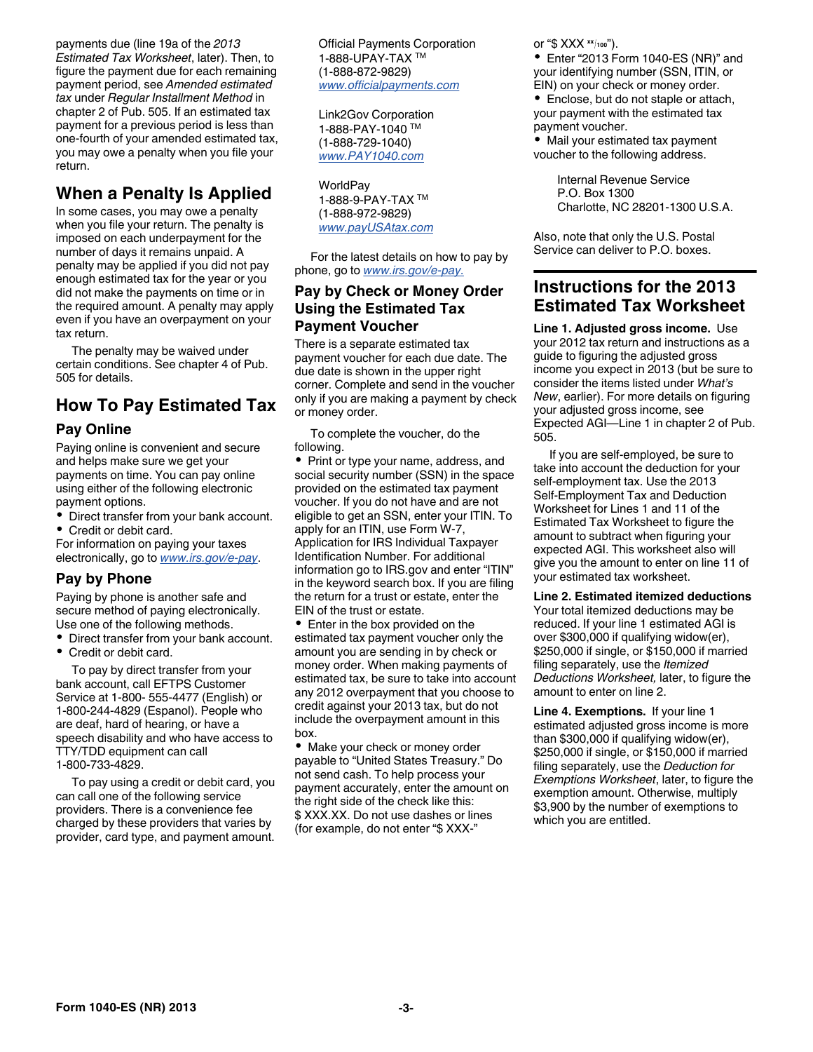payments due (line 19a of the *2013 Estimated Tax Worksheet*, later). Then, to figure the payment due for each remaining payment period, see *Amended estimated tax* under *Regular Installment Method* in chapter 2 of Pub. 505. If an estimated tax payment for a previous period is less than one-fourth of your amended estimated tax, you may owe a penalty when you file your return.

## When a Penalty Is Applied

In some cases, you may owe a penalty when you file your return. The penalty is imposed on each underpayment for the number of days it remains unpaid. A penalty may be applied if you did not pay enough estimated tax for the year or you did not make the payments on time or in the required amount. A penalty may apply even if you have an overpayment on your tax return.

The penalty may be waived under certain conditions. See chapter 4 of Pub. 505 for details.

## How To Pay Estimated Tax

### Pay Online

Paying online is convenient and secure and helps make sure we get your payments on time. You can pay online using either of the following electronic payment options.

- Direct transfer from your bank account.
- Credit or debit card.

For information on paying your taxes electronically, go to *www.irs.gov/e-pay*.

### Pay by Phone

Paying by phone is another safe and secure method of paying electronically. Use one of the following methods.

- Direct transfer from your bank account.
- Credit or debit card.

To pay by direct transfer from your bank account, call EFTPS Customer Service at 1-800- 555-4477 (English) or 1-800-244-4829 (Espanol). People who are deaf, hard of hearing, or have a speech disability and who have access to TTY/TDD equipment can call 1-800-733-4829.

To pay using a credit or debit card, you can call one of the following service providers. There is a convenience fee charged by these providers that varies by provider, card type, and payment amount.

Official Payments Corporation
1-888-UPAY-TAX ™
(1-888-872-9829)
*www.officialpayments.com*

Link2Gov Corporation
1-888-PAY-1040 ™
(1-888-729-1040)
*www.PAY1040.com*

WorldPay
1-888-9-PAY-TAX ™
(1-888-972-9829)
*www.payUSAtax.com*

For the latest details on how to pay by phone, go to *www.irs.gov/e-pay.*

### Pay by Check or Money Order Using the Estimated Tax Payment Voucher

There is a separate estimated tax payment voucher for each due date. The due date is shown in the upper right corner. Complete and send in the voucher only if you are making a payment by check or money order.

To complete the voucher, do the following.

- Print or type your name, address, and social security number (SSN) in the space provided on the estimated tax payment voucher. If you do not have and are not eligible to get an SSN, enter your ITIN. To apply for an ITIN, use Form W-7, Application for IRS Individual Taxpayer Identification Number. For additional information go to IRS.gov and enter "ITIN" in the keyword search box. If you are filing the return for a trust or estate, enter the EIN of the trust or estate.
- Enter in the box provided on the estimated tax payment voucher only the amount you are sending in by check or money order. When making payments of estimated tax, be sure to take into account any 2012 overpayment that you choose to credit against your 2013 tax, but do not include the overpayment amount in this box.
- Make your check or money order payable to "United States Treasury." Do not send cash. To help process your payment accurately, enter the amount on the right side of the check like this: $ XXX.XX. Do not use dashes or lines (for example, do not enter "$ XXX-" or "$ XXX xx/100").
- Enter "2013 Form 1040-ES (NR)" and your identifying number (SSN, ITIN, or EIN) on your check or money order.
- Enclose, but do not staple or attach, your payment with the estimated tax payment voucher.
- Mail your estimated tax payment voucher to the following address.

Internal Revenue Service
P.O. Box 1300
Charlotte, NC 28201-1300 U.S.A.

Also, note that only the U.S. Postal Service can deliver to P.O. boxes.

## Instructions for the 2013 Estimated Tax Worksheet

**Line 1. Adjusted gross income.** Use your 2012 tax return and instructions as a guide to figuring the adjusted gross income you expect in 2013 (but be sure to consider the items listed under *What's New*, earlier). For more details on figuring your adjusted gross income, see Expected AGI—Line 1 in chapter 2 of Pub. 505.

If you are self-employed, be sure to take into account the deduction for your self-employment tax. Use the 2013 Self-Employment Tax and Deduction Worksheet for Lines 1 and 11 of the Estimated Tax Worksheet to figure the amount to subtract when figuring your expected AGI. This worksheet also will give you the amount to enter on line 11 of your estimated tax worksheet.

**Line 2. Estimated itemized deductions** Your total itemized deductions may be reduced. If your line 1 estimated AGI is over $300,000 if qualifying widow(er), $250,000 if single, or $150,000 if married filing separately, use the *Itemized Deductions Worksheet,* later, to figure the amount to enter on line 2.

**Line 4. Exemptions.** If your line 1 estimated adjusted gross income is more than $300,000 if qualifying widow(er), $250,000 if single, or $150,000 if married filing separately, use the *Deduction for Exemptions Worksheet*, later, to figure the exemption amount. Otherwise, multiply $3,900 by the number of exemptions to which you are entitled.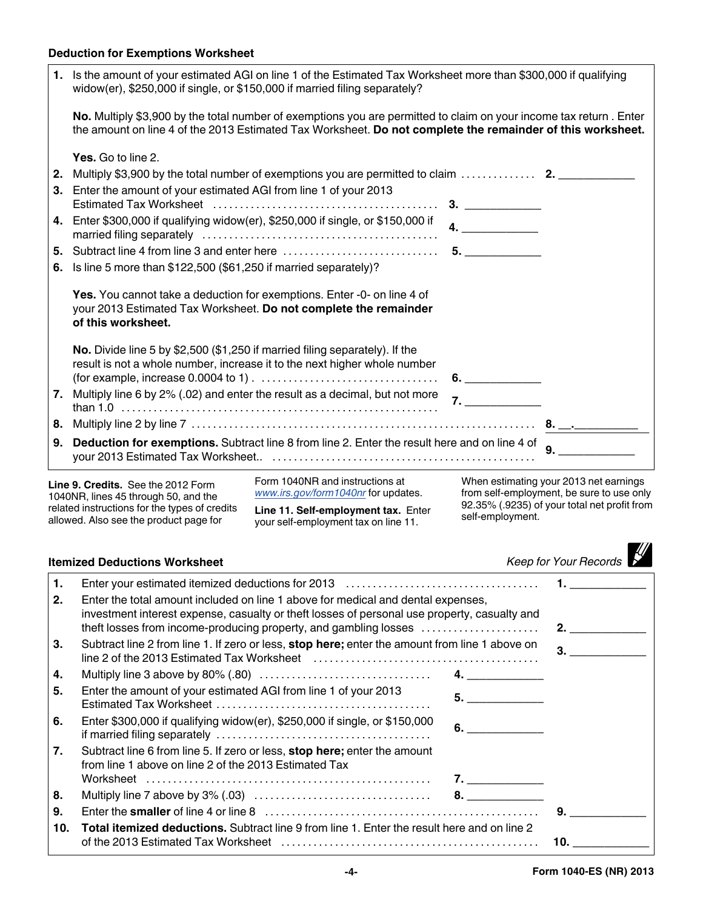### Deduction for Exemptions Worksheet

**1.** Is the amount of your estimated AGI on line 1 of the Estimated Tax Worksheet more than $300,000 if qualifying widow(er), $250,000 if single, or $150,000 if married filing separately?

**No.** Multiply $3,900 by the total number of exemptions you are permitted to claim on your income tax return . Enter the amount on line 4 of the 2013 Estimated Tax Worksheet. **Do not complete the remainder of this worksheet.**

**Yes.** Go to line 2.

**2.** Multiply $3,900 by the total number of exemptions you are permitted to claim . . . . . . . . . . . . . . **2.** ____________

**3.** Enter the amount of your estimated AGI from line 1 of your 2013 Estimated Tax Worksheet . . . . . . . . . . . . . . . . . . . . . . . . . . . . . . . . . . . . . . . . . **3.** ____________

**4.** Enter $300,000 if qualifying widow(er), $250,000 if single, or $150,000 if married filing separately . . . . . . . . . . . . . . . . . . . . . . . . . . . . . . . . . . . . . . . . . . **4.** ____________

**5.** Subtract line 4 from line 3 and enter here . . . . . . . . . . . . . . . . . . . . . . . . . . . . **5.** ____________

**6.** Is line 5 more than $122,500 ($61,250 if married separately)?

**Yes.** You cannot take a deduction for exemptions. Enter -0- on line 4 of your 2013 Estimated Tax Worksheet. **Do not complete the remainder of this worksheet.**

**No.** Divide line 5 by $2,500 ($1,250 if married filing separately). If the result is not a whole number, increase it to the next higher whole number (for example, increase 0.0004 to 1) . . . . . . . . . . . . . . . . . . . . . . . . . . . . . . . . . **6.** ____________

**7.** Multiply line 6 by 2% (.02) and enter the result as a decimal, but not more than 1.0 . . . . . . . . . . . . . . . . . . . . . . . . . . . . . . . . . . . . . . . . . . . . . . . . . . . . . . . **7.** ____________

**8.** Multiply line 2 by line 7 . . . . . . . . . . . . . . . . . . . . . . . . . . . . . . . . . . . . . . . . . . . . . . . . . . . . . . . . . . . . . **8.** __.__________

**9.** **Deduction for exemptions.** Subtract line 8 from line 2. Enter the result here and on line 4 of your 2013 Estimated Tax Worksheet.. . . . . . . . . . . . . . . . . . . . . . . . . . . . . . . . . . . . . . . . . . . . . . . . **9.** ____________

**Line 9. Credits.** See the 2012 Form 1040NR, lines 45 through 50, and the related instructions for the types of credits allowed. Also see the product page for Form 1040NR and instructions at *www.irs.gov/form1040nr* for updates.

**Line 11. Self-employment tax.** Enter your self-employment tax on line 11. When estimating your 2013 net earnings from self-employment, be sure to use only 92.35% (.9235) of your total net profit from self-employment.

### Itemized Deductions Worksheet

*Keep for Your Records*

**1.** Enter your estimated itemized deductions for 2013 . . . . . . . . . . . . . . . . . . . . . . . . . . . . . . . . . . . . **1.** ____________

**2.** Enter the total amount included on line 1 above for medical and dental expenses, investment interest expense, casualty or theft losses of personal use property, casualty and theft losses from income-producing property, and gambling losses . . . . . . . . . . . . . . . . . . . . . **2.** ____________

**3.** Subtract line 2 from line 1. If zero or less, **stop here;** enter the amount from line 1 above on line 2 of the 2013 Estimated Tax Worksheet . . . . . . . . . . . . . . . . . . . . . . . . . . . . . . . . . . . . . . . . . **3.** ____________

**4.** Multiply line 3 above by 80% (.80) . . . . . . . . . . . . . . . . . . . . . . . . . . . . . . . **4.** ____________

**5.** Enter the amount of your estimated AGI from line 1 of your 2013 Estimated Tax Worksheet . . . . . . . . . . . . . . . . . . . . . . . . . . . . . . . . . . . . . . . **5.** ____________

**6.** Enter $300,000 if qualifying widow(er), $250,000 if single, or $150,000 if married filing separately . . . . . . . . . . . . . . . . . . . . . . . . . . . . . . . . . . . . . . . **6.** ____________

**7.** Subtract line 6 from line 5. If zero or less, **stop here;** enter the amount from line 1 above on line 2 of the 2013 Estimated Tax Worksheet . . . . . . . . . . . . . . . . . . . . . . . . . . . . . . . . . . . . . . . . . . . . . . . . . . . . . **7.** ____________

**8.** Multiply line 7 above by 3% (.03) . . . . . . . . . . . . . . . . . . . . . . . . . . . . . . . . **8.** ____________

**9.** Enter the **smaller** of line 4 or line 8 . . . . . . . . . . . . . . . . . . . . . . . . . . . . . . . . . . . . . . . . . . . . . . . . . . . **9.** ____________

**10.** **Total itemized deductions.** Subtract line 9 from line 1. Enter the result here and on line 2 of the 2013 Estimated Tax Worksheet . . . . . . . . . . . . . . . . . . . . . . . . . . . . . . . . . . . . . . . . . . . . . . . . **10.** ____________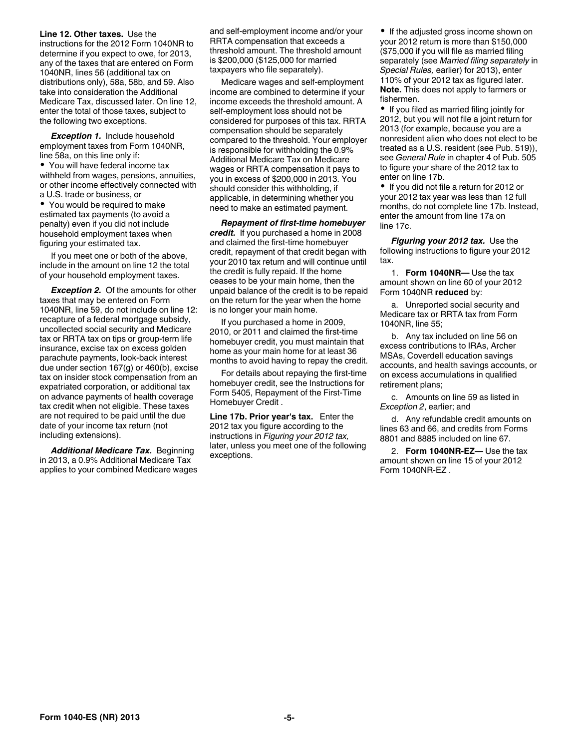**Line 12. Other taxes.** Use the instructions for the 2012 Form 1040NR to determine if you expect to owe, for 2013, any of the taxes that are entered on Form 1040NR, lines 56 (additional tax on distributions only), 58a, 58b, and 59. Also take into consideration the Additional Medicare Tax, discussed later. On line 12, enter the total of those taxes, subject to the following two exceptions.

***Exception 1.*** Include household employment taxes from Form 1040NR, line 58a, on this line only if:

- You will have federal income tax withheld from wages, pensions, annuities, or other income effectively connected with a U.S. trade or business, or
- You would be required to make estimated tax payments (to avoid a penalty) even if you did not include household employment taxes when figuring your estimated tax.

If you meet one or both of the above, include in the amount on line 12 the total of your household employment taxes.

***Exception 2.*** Of the amounts for other taxes that may be entered on Form 1040NR, line 59, do not include on line 12: recapture of a federal mortgage subsidy, uncollected social security and Medicare tax or RRTA tax on tips or group-term life insurance, excise tax on excess golden parachute payments, look-back interest due under section 167(g) or 460(b), excise tax on insider stock compensation from an expatriated corporation, or additional tax on advance payments of health coverage tax credit when not eligible. These taxes are not required to be paid until the due date of your income tax return (not including extensions).

***Additional Medicare Tax.*** Beginning in 2013, a 0.9% Additional Medicare Tax applies to your combined Medicare wages and self-employment income and/or your RRTA compensation that exceeds a threshold amount. The threshold amount is $200,000 ($125,000 for married taxpayers who file separately).

Medicare wages and self-employment income are combined to determine if your income exceeds the threshold amount. A self-employment loss should not be considered for purposes of this tax. RRTA compensation should be separately compared to the threshold. Your employer is responsible for withholding the 0.9% Additional Medicare Tax on Medicare wages or RRTA compensation it pays to you in excess of $200,000 in 2013. You should consider this withholding, if applicable, in determining whether you need to make an estimated payment.

***Repayment of first-time homebuyer credit.*** If you purchased a home in 2008 and claimed the first-time homebuyer credit, repayment of that credit began with your 2010 tax return and will continue until the credit is fully repaid. If the home ceases to be your main home, then the unpaid balance of the credit is to be repaid on the return for the year when the home is no longer your main home.

If you purchased a home in 2009, 2010, or 2011 and claimed the first-time homebuyer credit, you must maintain that home as your main home for at least 36 months to avoid having to repay the credit.

For details about repaying the first-time homebuyer credit, see the Instructions for Form 5405, Repayment of the First-Time Homebuyer Credit .

**Line 17b. Prior year's tax.** Enter the 2012 tax you figure according to the instructions in *Figuring your 2012 tax,* later, unless you meet one of the following exceptions.

- If the adjusted gross income shown on your 2012 return is more than $150,000 ($75,000 if you will file as married filing separately (see *Married filing separately* in *Special Rules,* earlier) for 2013), enter 110% of your 2012 tax as figured later. **Note.** This does not apply to farmers or fishermen.
- If you filed as married filing jointly for 2012, but you will not file a joint return for 2013 (for example, because you are a nonresident alien who does not elect to be treated as a U.S. resident (see Pub. 519)), see *General Rule* in chapter 4 of Pub. 505 to figure your share of the 2012 tax to enter on line 17b.
- If you did not file a return for 2012 or your 2012 tax year was less than 12 full months, do not complete line 17b. Instead, enter the amount from line 17a on line 17c.

***Figuring your 2012 tax.*** Use the following instructions to figure your 2012 tax.

1. **Form 1040NR—** Use the tax amount shown on line 60 of your 2012 Form 1040NR **reduced** by:

   a. Unreported social security and Medicare tax or RRTA tax from Form 1040NR, line 55;

   b. Any tax included on line 56 on excess contributions to IRAs, Archer MSAs, Coverdell education savings accounts, and health savings accounts, or on excess accumulations in qualified retirement plans;

   c. Amounts on line 59 as listed in *Exception 2*, earlier; and

   d. Any refundable credit amounts on lines 63 and 66, and credits from Forms 8801 and 8885 included on line 67.

2. **Form 1040NR-EZ—** Use the tax amount shown on line 15 of your 2012 Form 1040NR-EZ .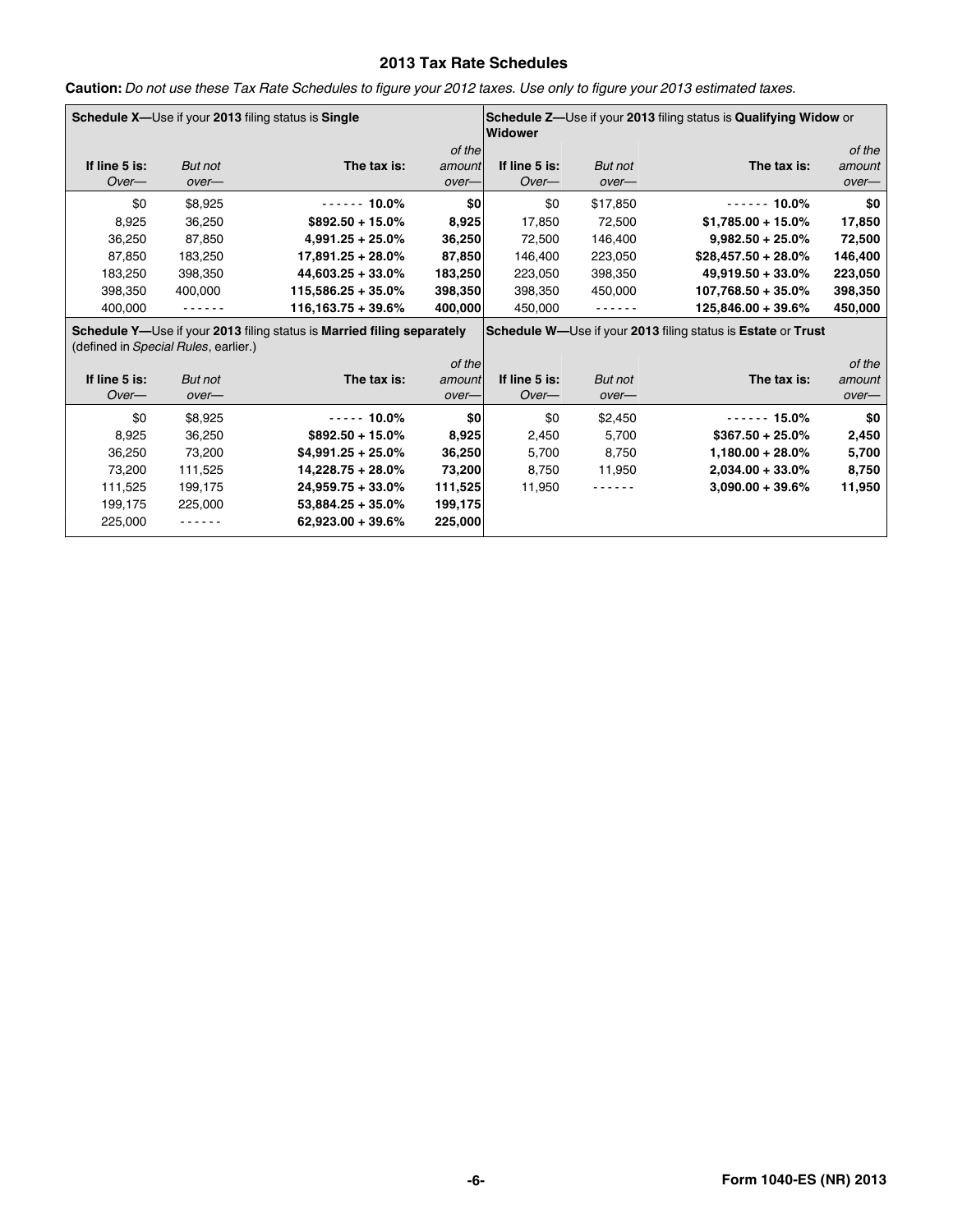## 2013 Tax Rate Schedules

**Caution:** *Do not use these Tax Rate Schedules to figure your 2012 taxes. Use only to figure your 2013 estimated taxes.*

**Schedule X—**Use if your **2013** filing status is **Single**

| If line 5 is: *Over—* | *But not over—* | The tax is: | *of the amount over—* |
|---|---|---|---|
| $0 | $8,925 | ------ **10.0%** | **$0** |
| 8,925 | 36,250 | **$892.50 + 15.0%** | **8,925** |
| 36,250 | 87,850 | **4,991.25 + 25.0%** | **36,250** |
| 87,850 | 183,250 | **17,891.25 + 28.0%** | **87,850** |
| 183,250 | 398,350 | **44,603.25 + 33.0%** | **183,250** |
| 398,350 | 400,000 | **115,586.25 + 35.0%** | **398,350** |
| 400,000 | ------ | **116,163.75 + 39.6%** | **400,000** |

**Schedule Z—**Use if your **2013** filing status is **Qualifying Widow** or **Widower**

| If line 5 is: *Over—* | *But not over—* | The tax is: | *of the amount over—* |
|---|---|---|---|
| $0 | $17,850 | ------ **10.0%** | **$0** |
| 17,850 | 72,500 | **$1,785.00 + 15.0%** | **17,850** |
| 72,500 | 146,400 | **9,982.50 + 25.0%** | **72,500** |
| 146,400 | 223,050 | **$28,457.50 + 28.0%** | **146,400** |
| 223,050 | 398,350 | **49,919.50 + 33.0%** | **223,050** |
| 398,350 | 450,000 | **107,768.50 + 35.0%** | **398,350** |
| 450,000 | ------ | **125,846.00 + 39.6%** | **450,000** |

**Schedule Y—**Use if your **2013** filing status is **Married filing separately** (defined in *Special Rules*, earlier.)

| If line 5 is: *Over—* | *But not over—* | The tax is: | *of the amount over—* |
|---|---|---|---|
| $0 | $8,925 | ----- **10.0%** | **$0** |
| 8,925 | 36,250 | **$892.50 + 15.0%** | **8,925** |
| 36,250 | 73,200 | **$4,991.25 + 25.0%** | **36,250** |
| 73,200 | 111,525 | **14,228.75 + 28.0%** | **73,200** |
| 111,525 | 199,175 | **24,959.75 + 33.0%** | **111,525** |
| 199,175 | 225,000 | **53,884.25 + 35.0%** | **199,175** |
| 225,000 | ------ | **62,923.00 + 39.6%** | **225,000** |

**Schedule W—**Use if your **2013** filing status is **Estate** or **Trust**

| If line 5 is: *Over—* | *But not over—* | The tax is: | *of the amount over—* |
|---|---|---|---|
| $0 | $2,450 | ------ **15.0%** | **$0** |
| 2,450 | 5,700 | **$367.50 + 25.0%** | **2,450** |
| 5,700 | 8,750 | **1,180.00 + 28.0%** | **5,700** |
| 8,750 | 11,950 | **2,034.00 + 33.0%** | **8,750** |
| 11,950 | ------ | **3,090.00 + 39.6%** | **11,950** |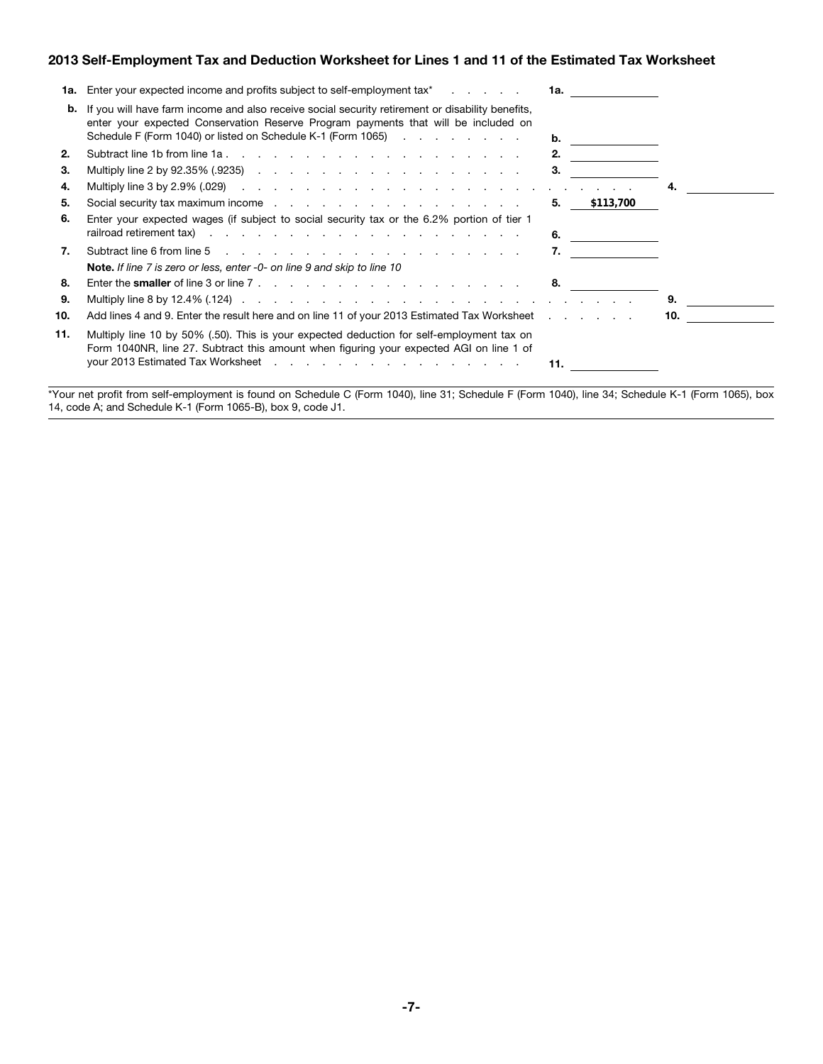## 2013 Self-Employment Tax and Deduction Worksheet for Lines 1 and 11 of the Estimated Tax Worksheet

| Line | Description | | Amount | | Amount |
|---|---|---|---|---|---|
| **1a.** | Enter your expected income and profits subject to self-employment tax* | **1a.** | | | |
| **b.** | If you will have farm income and also receive social security retirement or disability benefits, enter your expected Conservation Reserve Program payments that will be included on Schedule F (Form 1040) or listed on Schedule K-1 (Form 1065) | **b.** | | | |
| **2.** | Subtract line 1b from line 1a | **2.** | | | |
| **3.** | Multiply line 2 by 92.35% (.9235) | **3.** | | | |
| **4.** | Multiply line 3 by 2.9% (.029) | | | **4.** | |
| **5.** | Social security tax maximum income | **5.** | $113,700 | | |
| **6.** | Enter your expected wages (if subject to social security tax or the 6.2% portion of tier 1 railroad retirement tax) | **6.** | | | |
| **7.** | Subtract line 6 from line 5 | **7.** | | | |
| | **Note.** *If line 7 is zero or less, enter -0- on line 9 and skip to line 10* | | | | |
| **8.** | Enter the **smaller** of line 3 or line 7 | **8.** | | | |
| **9.** | Multiply line 8 by 12.4% (.124) | | | **9.** | |
| **10.** | Add lines 4 and 9. Enter the result here and on line 11 of your 2013 Estimated Tax Worksheet | | | **10.** | |
| **11.** | Multiply line 10 by 50% (.50). This is your expected deduction for self-employment tax on Form 1040NR, line 27. Subtract this amount when figuring your expected AGI on line 1 of your 2013 Estimated Tax Worksheet | **11.** | | | |

*Your net profit from self-employment is found on Schedule C (Form 1040), line 31; Schedule F (Form 1040), line 34; Schedule K-1 (Form 1065), box 14, code A; and Schedule K-1 (Form 1065-B), box 9, code J1.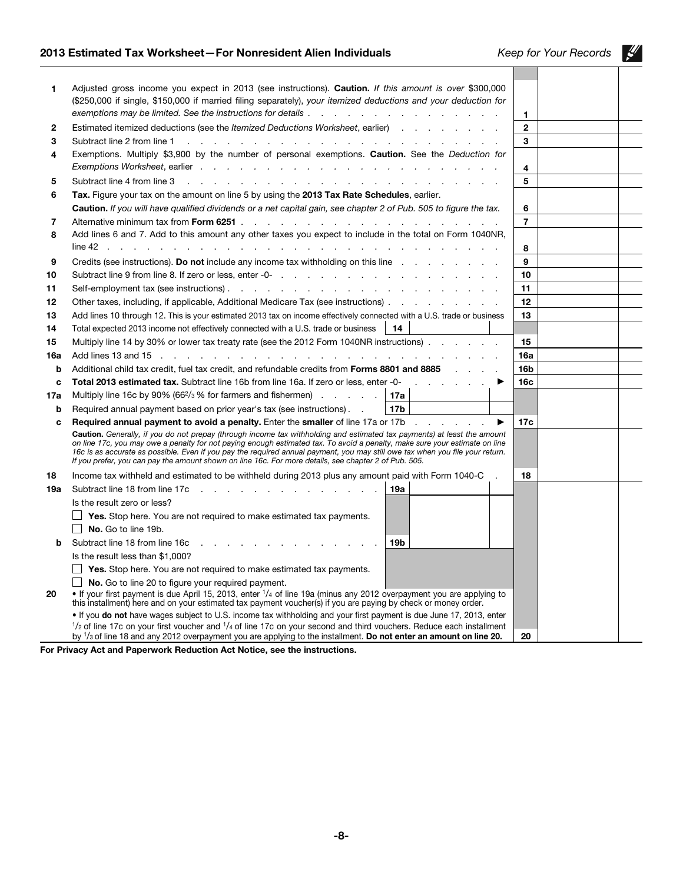## 2013 Estimated Tax Worksheet—For Nonresident Alien Individuals

*Keep for Your Records*

| | | | | |
|---|---|---|---|---|
| **1** | Adjusted gross income you expect in 2013 (see instructions). **Caution.** *If this amount is over $300,000 ($250,000 if single, $150,000 if married filing separately), your itemized deductions and your deduction for exemptions may be limited. See the instructions for details* | | **1** | |
| **2** | Estimated itemized deductions (see the *Itemized Deductions Worksheet*, earlier) | | **2** | |
| **3** | Subtract line 2 from line 1 | | **3** | |
| **4** | Exemptions. Multiply $3,900 by the number of personal exemptions. **Caution.** See the *Deduction for Exemptions Worksheet*, earlier | | **4** | |
| **5** | Subtract line 4 from line 3 | | **5** | |
| **6** | **Tax.** Figure your tax on the amount on line 5 by using the **2013 Tax Rate Schedules**, earlier. **Caution.** *If you will have qualified dividends or a net capital gain, see chapter 2 of Pub. 505 to figure the tax.* | | **6** | |
| **7** | Alternative minimum tax from **Form 6251** | | **7** | |
| **8** | Add lines 6 and 7. Add to this amount any other taxes you expect to include in the total on Form 1040NR, line 42 | | **8** | |
| **9** | Credits (see instructions). **Do not** include any income tax withholding on this line | | **9** | |
| **10** | Subtract line 9 from line 8. If zero or less, enter -0- | | **10** | |
| **11** | Self-employment tax (see instructions) | | **11** | |
| **12** | Other taxes, including, if applicable, Additional Medicare Tax (see instructions) | | **12** | |
| **13** | Add lines 10 through 12. This is your estimated 2013 tax on income effectively connected with a U.S. trade or business | | **13** | |
| **14** | Total expected 2013 income not effectively connected with a U.S. trade or business | **14** | | |
| **15** | Multiply line 14 by 30% or lower tax treaty rate (see the 2012 Form 1040NR instructions) | | **15** | |
| **16a** | Add lines 13 and 15 | | **16a** | |
| **b** | Additional child tax credit, fuel tax credit, and refundable credits from **Forms 8801 and 8885** | | **16b** | |
| **c** | **Total 2013 estimated tax.** Subtract line 16b from line 16a. If zero or less, enter -0- ▶ | | **16c** | |
| **17a** | Multiply line 16c by 90% (66⅔% for farmers and fishermen) | **17a** | | |
| **b** | Required annual payment based on prior year's tax (see instructions) | **17b** | | |
| **c** | **Required annual payment to avoid a penalty.** Enter the **smaller** of line 17a or 17b ▶ | | **17c** | |
| | **Caution.** *Generally, if you do not prepay (through income tax withholding and estimated tax payments) at least the amount on line 17c, you may owe a penalty for not paying enough estimated tax. To avoid a penalty, make sure your estimate on line 16c is as accurate as possible. Even if you pay the required annual payment, you may still owe tax when you file your return. If you prefer, you can pay the amount shown on line 16c. For more details, see chapter 2 of Pub. 505.* | | | |
| **18** | Income tax withheld and estimated to be withheld during 2013 plus any amount paid with Form 1040-C | | **18** | |
| **19a** | Subtract line 18 from line 17c | **19a** | | |
| | Is the result zero or less? ☐ **Yes.** Stop here. You are not required to make estimated tax payments. ☐ **No.** Go to line 19b. | | | |
| **b** | Subtract line 18 from line 16c | **19b** | | |
| | Is the result less than $1,000? ☐ **Yes.** Stop here. You are not required to make estimated tax payments. ☐ **No.** Go to line 20 to figure your required payment. | | | |
| **20** | • If your first payment is due April 15, 2013, enter ¼ of line 19a (minus any 2012 overpayment you are applying to this installment) here and on your estimated tax payment voucher(s) if you are paying by check or money order. • If you **do not** have wages subject to U.S. income tax withholding and your first payment is due June 17, 2013, enter ½ of line 17c on your first voucher and ¼ of line 17c on your second and third vouchers. Reduce each installment by ⅓ of line 18 and any 2012 overpayment you are applying to the installment. **Do not enter an amount on line 20.** | | **20** | |

**For Privacy Act and Paperwork Reduction Act Notice, see the instructions.**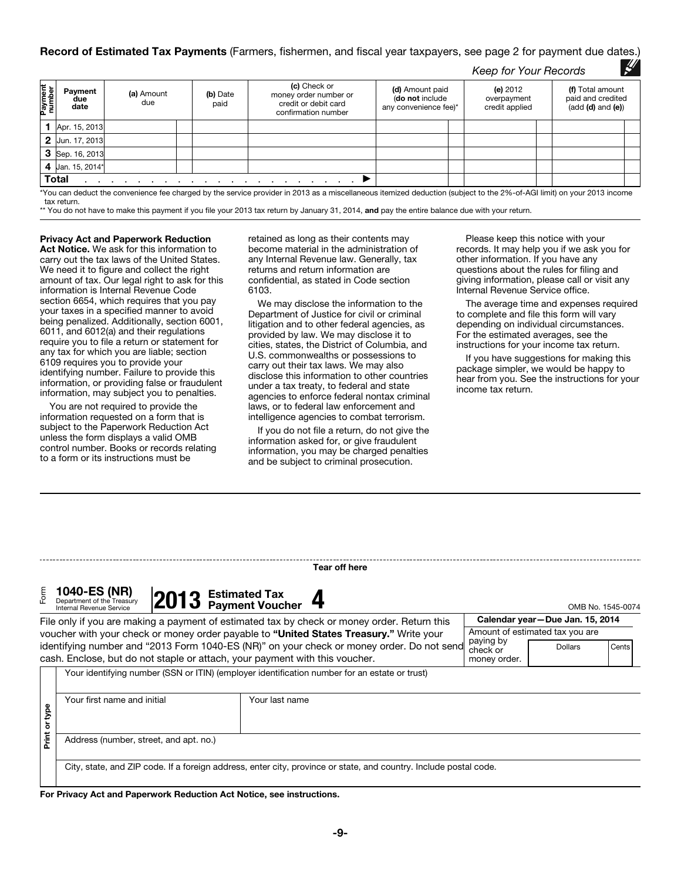**Record of Estimated Tax Payments** (Farmers, fishermen, and fiscal year taxpayers, see page 2 for payment due dates.)

*Keep for Your Records*

| Payment number | Payment due date | (a) Amount due | (b) Date paid | (c) Check or money order number or credit or debit card confirmation number | (d) Amount paid (do not include any convenience fee)* | (e) 2012 overpayment credit applied | (f) Total amount paid and credited (add (d) and (e)) |
|---|---|---|---|---|---|---|---|
| 1 | Apr. 15, 2013 | | | | | | |
| 2 | Jun. 17, 2013 | | | | | | |
| 3 | Sep. 16, 2013 | | | | | | |
| 4 | Jan. 15, 2014* | | | | | | |
| Total | | | | ▶ | | | |

*You can deduct the convenience fee charged by the service provider in 2013 as a miscellaneous itemized deduction (subject to the 2%-of-AGI limit) on your 2013 income tax return.

** You do not have to make this payment if you file your 2013 tax return by January 31, 2014, **and** pay the entire balance due with your return.

**Privacy Act and Paperwork Reduction Act Notice.** We ask for this information to carry out the tax laws of the United States. We need it to figure and collect the right amount of tax. Our legal right to ask for this information is Internal Revenue Code section 6654, which requires that you pay your taxes in a specified manner to avoid being penalized. Additionally, section 6001, 6011, and 6012(a) and their regulations require you to file a return or statement for any tax for which you are liable; section 6109 requires you to provide your identifying number. Failure to provide this information, or providing false or fraudulent information, may subject you to penalties.

You are not required to provide the information requested on a form that is subject to the Paperwork Reduction Act unless the form displays a valid OMB control number. Books or records relating to a form or its instructions must be retained as long as their contents may become material in the administration of any Internal Revenue law. Generally, tax returns and return information are confidential, as stated in Code section 6103.

We may disclose the information to the Department of Justice for civil or criminal litigation and to other federal agencies, as provided by law. We may disclose it to cities, states, the District of Columbia, and U.S. commonwealths or possessions to carry out their tax laws. We may also disclose this information to other countries under a tax treaty, to federal and state agencies to enforce federal nontax criminal laws, or to federal law enforcement and intelligence agencies to combat terrorism.

If you do not file a return, do not give the information asked for, or give fraudulent information, you may be charged penalties and be subject to criminal prosecution.

Please keep this notice with your records. It may help you if we ask you for other information. If you have any questions about the rules for filing and giving information, please call or visit any Internal Revenue Service office.

The average time and expenses required to complete and file this form will vary depending on individual circumstances. For the estimated averages, see the instructions for your income tax return.

If you have suggestions for making this package simpler, we would be happy to hear from you. See the instructions for your income tax return.

Tear off here

Form **1040-ES (NR)** Department of the Treasury Internal Revenue Service **2013 Estimated Tax Payment Voucher 4** OMB No. 1545-0074

File only if you are making a payment of estimated tax by check or money order. Return this voucher with your check or money order payable to **"United States Treasury."** Write your identifying number and "2013 Form 1040-ES (NR)" on your check or money order. Do not send cash. Enclose, but do not staple or attach, your payment with this voucher.

**Calendar year—Due Jan. 15, 2014**

Amount of estimated tax you are paying by check or money order. | Dollars | Cents

Print or type

Your identifying number (SSN or ITIN) (employer identification number for an estate or trust)

Your first name and initial | Your last name

Address (number, street, and apt. no.)

City, state, and ZIP code. If a foreign address, enter city, province or state, and country. Include postal code.

**For Privacy Act and Paperwork Reduction Act Notice, see instructions.**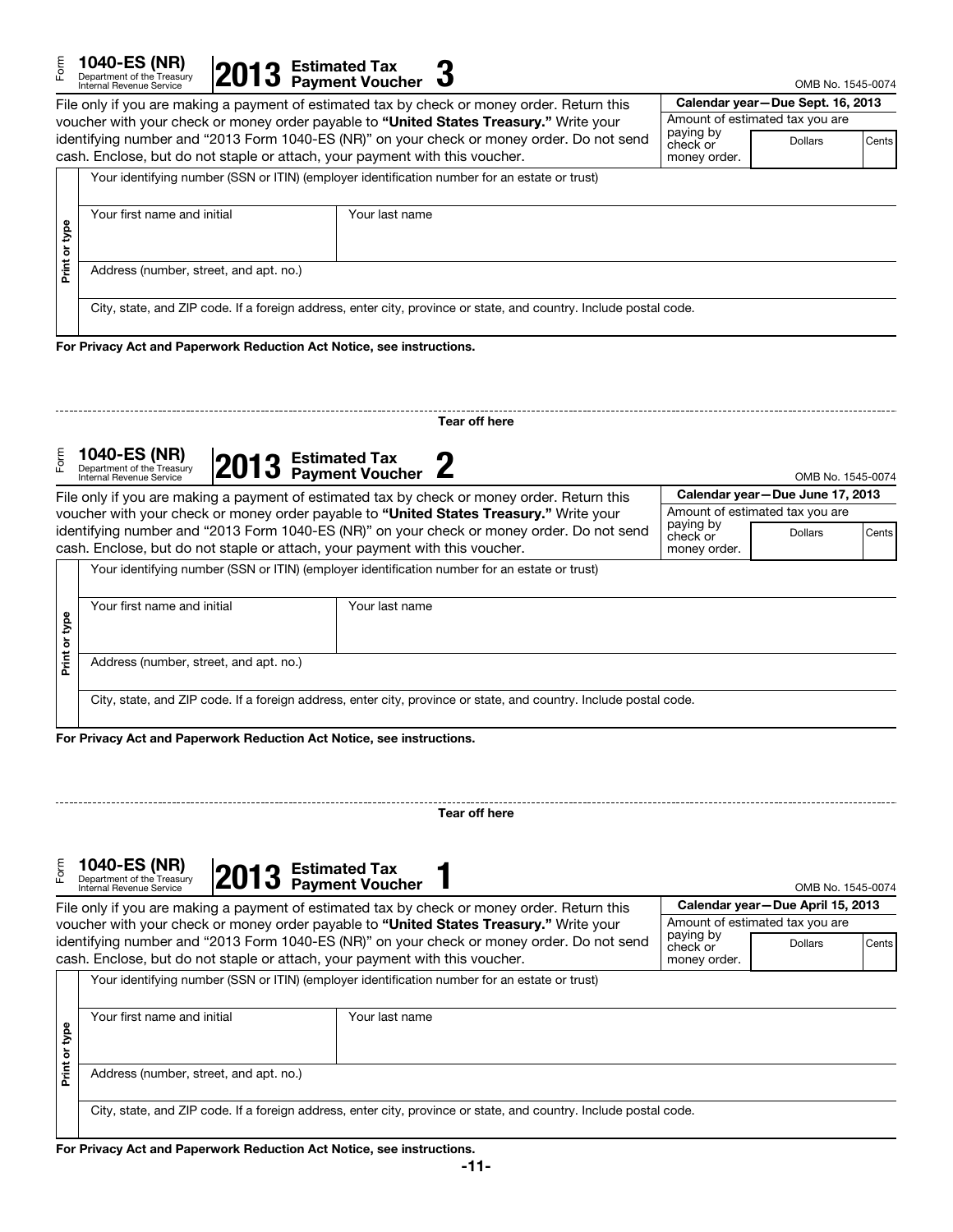Form **1040-ES (NR)** Department of the Treasury Internal Revenue Service

## 2013 Estimated Tax Payment Voucher 3

OMB No. 1545-0074

File only if you are making a payment of estimated tax by check or money order. Return this voucher with your check or money order payable to **"United States Treasury."** Write your identifying number and "2013 Form 1040-ES (NR)" on your check or money order. Do not send cash. Enclose, but do not staple or attach, your payment with this voucher.

| **Calendar year—Due Sept. 16, 2013** | | |
|---|---|---|
| Amount of estimated tax you are paying by check or money order. | Dollars | Cents |

**Print or type**

| | |
|---|---|
| Your identifying number (SSN or ITIN) (employer identification number for an estate or trust) | |
| Your first name and initial | Your last name |
| Address (number, street, and apt. no.) | |
| City, state, and ZIP code. If a foreign address, enter city, province or state, and country. Include postal code. | |

**For Privacy Act and Paperwork Reduction Act Notice, see instructions.**

**Tear off here**

Form **1040-ES (NR)** Department of the Treasury Internal Revenue Service

## 2013 Estimated Tax Payment Voucher 2

OMB No. 1545-0074

File only if you are making a payment of estimated tax by check or money order. Return this voucher with your check or money order payable to **"United States Treasury."** Write your identifying number and "2013 Form 1040-ES (NR)" on your check or money order. Do not send cash. Enclose, but do not staple or attach, your payment with this voucher.

| **Calendar year—Due June 17, 2013** | | |
|---|---|---|
| Amount of estimated tax you are paying by check or money order. | Dollars | Cents |

**Print or type**

| | |
|---|---|
| Your identifying number (SSN or ITIN) (employer identification number for an estate or trust) | |
| Your first name and initial | Your last name |
| Address (number, street, and apt. no.) | |
| City, state, and ZIP code. If a foreign address, enter city, province or state, and country. Include postal code. | |

**For Privacy Act and Paperwork Reduction Act Notice, see instructions.**

**Tear off here**

Form **1040-ES (NR)** Department of the Treasury Internal Revenue Service

## 2013 Estimated Tax Payment Voucher 1

OMB No. 1545-0074

File only if you are making a payment of estimated tax by check or money order. Return this voucher with your check or money order payable to **"United States Treasury."** Write your identifying number and "2013 Form 1040-ES (NR)" on your check or money order. Do not send cash. Enclose, but do not staple or attach, your payment with this voucher.

| **Calendar year—Due April 15, 2013** | | |
|---|---|---|
| Amount of estimated tax you are paying by check or money order. | Dollars | Cents |

**Print or type**

| | |
|---|---|
| Your identifying number (SSN or ITIN) (employer identification number for an estate or trust) | |
| Your first name and initial | Your last name |
| Address (number, street, and apt. no.) | |
| City, state, and ZIP code. If a foreign address, enter city, province or state, and country. Include postal code. | |

**For Privacy Act and Paperwork Reduction Act Notice, see instructions.**